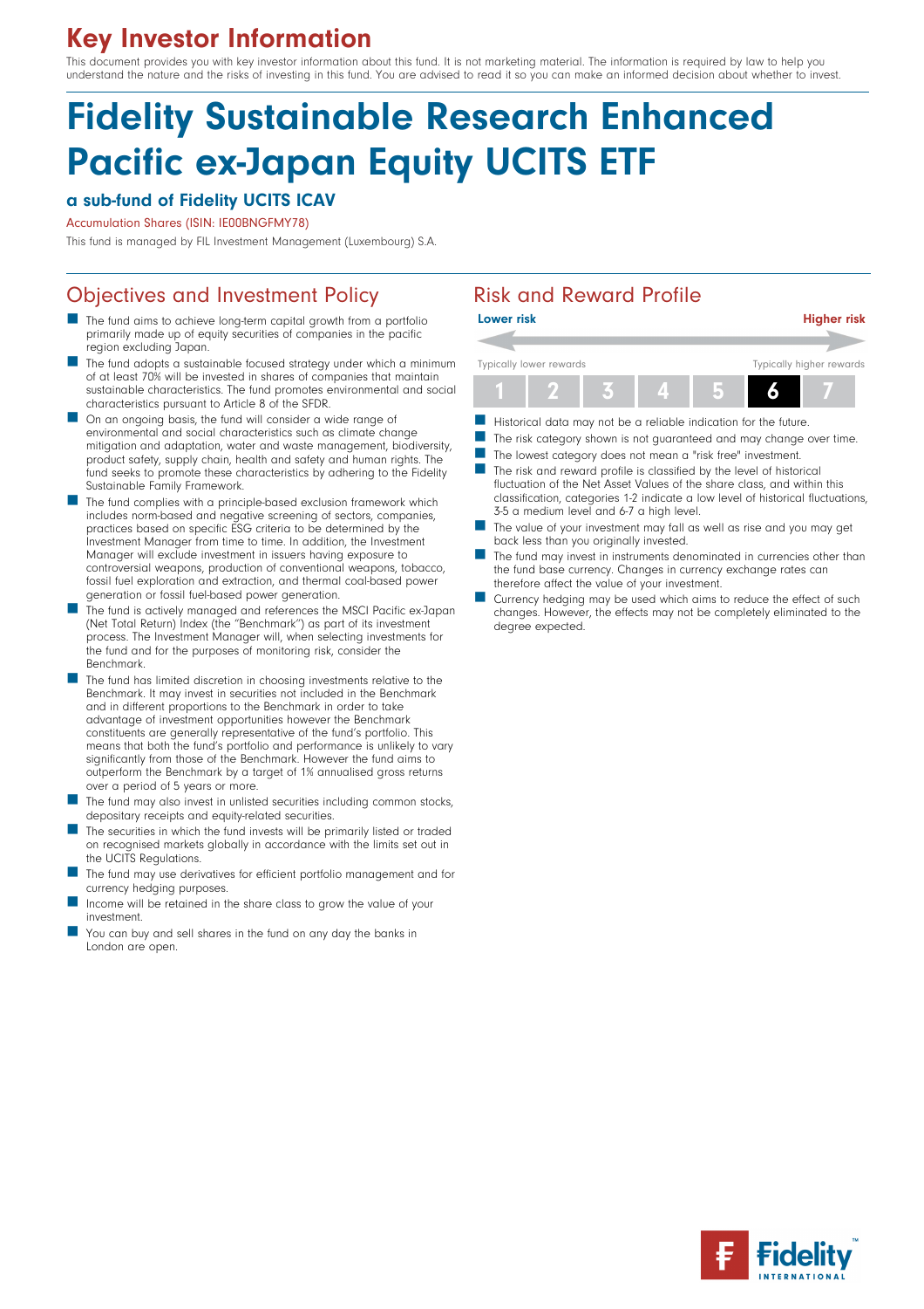# Key Investor Information

This document provides you with key investor information about this fund. It is not marketing material. The information is required by law to help you understand the nature and the risks of investing in this fund. You are advised to read it so you can make an informed decision about whether to invest.

# Fidelity Sustainable Research Enhanced Pacific ex-Japan Equity UCITS ETF

### a sub-fund of Fidelity UCITS ICAV

Accumulation Shares (ISIN: IE00BNGFMY78)

This fund is managed by FIL Investment Management (Luxembourg) S.A.

## Objectives and Investment Policy

- The fund aims to achieve long-term capital growth from a portfolio primarily made up of equity securities of companies in the pacific region excluding Japan.
- The fund adopts a sustainable focused strategy under which a minimum of at least 70% will be invested in shares of companies that maintain sustainable characteristics. The fund promotes environmental and social characteristics pursuant to Article 8 of the SFDR.
- On an ongoing basis, the fund will consider a wide range of environmental and social characteristics such as climate change mitigation and adaptation, water and waste management, biodiversity, product safety, supply chain, health and safety and human rights. The fund seeks to promote these characteristics by adhering to the Fidelity Sustainable Family Framework.
- The fund complies with a principle-based exclusion framework which includes norm-based and negative screening of sectors, companies, practices based on specific ESG criteria to be determined by the Investment Manager from time to time. In addition, the Investment Manager will exclude investment in issuers having exposure to controversial weapons, production of conventional weapons, tobacco, fossil fuel exploration and extraction, and thermal coal-based power generation or fossil fuel-based power generation.
- The fund is actively managed and references the MSCI Pacific ex-Japan (Net Total Return) Index (the "Benchmark") as part of its investment process. The Investment Manager will, when selecting investments for the fund and for the purposes of monitoring risk, consider the Benchmark.
- The fund has limited discretion in choosing investments relative to the Benchmark. It may invest in securities not included in the Benchmark and in different proportions to the Benchmark in order to take advantage of investment opportunities however the Benchmark constituents are generally representative of the fund's portfolio. This means that both the fund's portfolio and performance is unlikely to vary significantly from those of the Benchmark. However the fund aims to outperform the Benchmark by a target of 1% annualised gross returns over a period of 5 years or more.
- The fund may also invest in unlisted securities including common stocks, depositary receipts and equity-related securities.
- The securities in which the fund invests will be primarily listed or traded on recognised markets globally in accordance with the limits set out in the UCITS Regulations.
- The fund may use derivatives for efficient portfolio management and for currency hedging purposes.
- Income will be retained in the share class to grow the value of your investment.
- You can buy and sell shares in the fund on any day the banks in London are open.

## Risk and Reward Profile

Lower risk — Higher risk

Typically lower rewards — Typically higher rewards

| 1 | 2 | 3 | 4 | 5 | **6** | 7 |
|---|---|---|---|---|---|---|

- Historical data may not be a reliable indication for the future.
- The risk category shown is not guaranteed and may change over time.
- The lowest category does not mean a "risk free" investment.
- The risk and reward profile is classified by the level of historical fluctuation of the Net Asset Values of the share class, and within this classification, categories 1-2 indicate a low level of historical fluctuations, 3-5 a medium level and 6-7 a high level.
- The value of your investment may fall as well as rise and you may get back less than you originally invested.
- The fund may invest in instruments denominated in currencies other than the fund base currency. Changes in currency exchange rates can therefore affect the value of your investment.
- Currency hedging may be used which aims to reduce the effect of such changes. However, the effects may not be completely eliminated to the degree expected.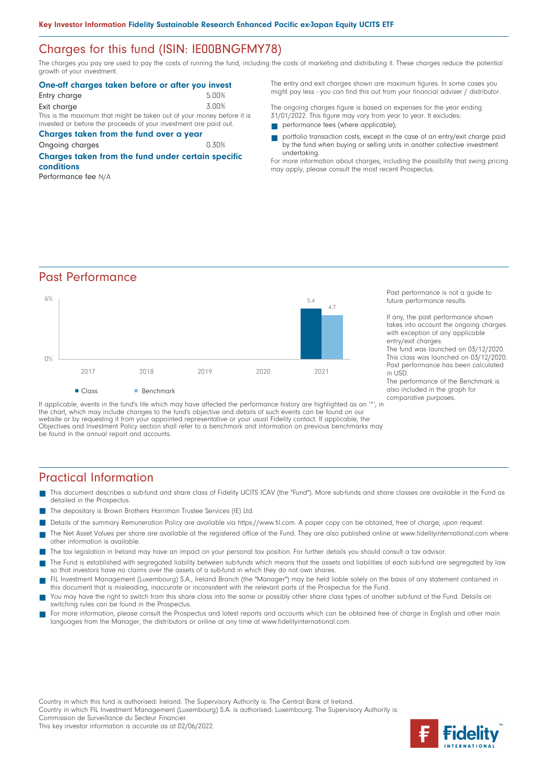# Charges for this fund (ISIN: IE00BNGFMY78)

The charges you pay are used to pay the costs of running the fund, including the costs of marketing and distributing it. These charges reduce the potential growth of your investment.

### One-off charges taken before or after you invest

| | |
|---|---|
| Entry charge | 5.00% |
| Exit charge | 3.00% |

This is the maximum that might be taken out of your money before it is invested or before the proceeds of your investment are paid out.

### Charges taken from the fund over a year

| | |
|---|---|
| Ongoing charges | 0.30% |

### Charges taken from the fund under certain specific conditions

Performance fee N/A

The entry and exit charges shown are maximum figures. In some cases you might pay less - you can find this out from your financial adviser / distributor.

The ongoing charges figure is based on expenses for the year ending 31/01/2022. This figure may vary from year to year. It excludes:

- performance fees (where applicable);
- portfolio transaction costs, except in the case of an entry/exit charge paid by the fund when buying or selling units in another collective investment undertaking.

For more information about charges, including the possibility that swing pricing may apply, please consult the most recent Prospectus.

# Past Performance

6%
0%
5.4
4.7
2017
2018
2019
2020
2021
Class
Benchmark

If applicable, events in the fund's life which may have affected the performance history are highlighted as an '*'; in the chart, which may include changes to the fund's objective and details of such events can be found on our website or by requesting it from your appointed representative or your usual Fidelity contact. If applicable, the Objectives and Investment Policy section shall refer to a benchmark and information on previous benchmarks may be found in the annual report and accounts.

Past performance is not a guide to future performance results.

If any, the past performance shown takes into account the ongoing charges with exception of any applicable entry/exit charges.
The fund was launched on 03/12/2020.
This class was launched on 03/12/2020.
Past performance has been calculated in USD.
The performance of the Benchmark is also included in the graph for comparative purposes.

# Practical Information

- This document describes a sub-fund and share class of Fidelity UCITS ICAV (the "Fund"). More sub-funds and share classes are available in the Fund as detailed in the Prospectus.
- The depositary is Brown Brothers Harriman Trustee Services (IE) Ltd.
- Details of the summary Remuneration Policy are available via https://www.fil.com. A paper copy can be obtained, free of charge, upon request.
- The Net Asset Values per share are available at the registered office of the Fund. They are also published online at www.fidelityinternational.com where other information is available.
- The tax legislation in Ireland may have an impact on your personal tax position. For further details you should consult a tax advisor.
- The Fund is established with segregated liability between sub-funds which means that the assets and liabilities of each sub-fund are segregated by law so that investors have no claims over the assets of a sub-fund in which they do not own shares.
- FIL Investment Management (Luxembourg) S.A., Ireland Branch (the "Manager") may be held liable solely on the basis of any statement contained in this document that is misleading, inaccurate or inconsistent with the relevant parts of the Prospectus for the Fund.
- You may have the right to switch from this share class into the same or possibly other share class types of another sub-fund of the Fund. Details on switching rules can be found in the Prospectus.
- For more information, please consult the Prospectus and latest reports and accounts which can be obtained free of charge in English and other main languages from the Manager, the distributors or online at any time at www.fidelityinternational.com.

Country in which this fund is authorised: Ireland. The Supervisory Authority is: The Central Bank of Ireland.
Country in which FIL Investment Management (Luxembourg) S.A. is authorised: Luxembourg. The Supervisory Authority is: Commission de Surveillance du Secteur Financier.
This key investor information is accurate as at 02/06/2022.